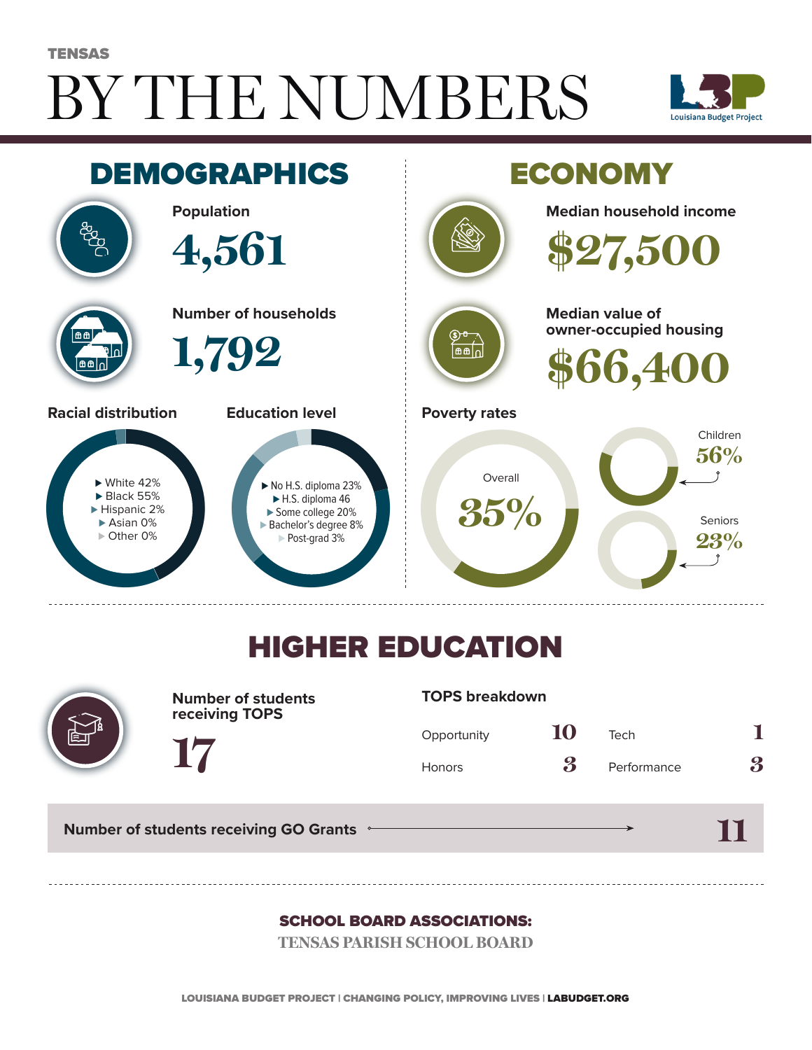TENSAS

# BY THE NUMBERS

Louisiana Budget Project

## DEMOGRAPHICS

**Population**

4,561

**Number of households**

1,792

**Racial distribution**

- White 42%
- Black 55%
- Hispanic 2%
- Asian 0%
- Other 0%

**Education level**

- No H.S. diploma 23%
- H.S. diploma 46
- Some college 20%
- Bachelor's degree 8%
- Post-grad 3%

## ECONOMY

**Median household income**

$27,500

**Median value of owner-occupied housing**

$66,400

**Poverty rates**

Overall 35%

Children 56%

Seniors 23%

## HIGHER EDUCATION

**Number of students receiving TOPS**

17

**TOPS breakdown**

| | | | |
|---|---|---|---|
| Opportunity | 10 | Tech | 1 |
| Honors | 3 | Performance | 3 |

**Number of students receiving GO Grants** 11

**SCHOOL BOARD ASSOCIATIONS:**

TENSAS PARISH SCHOOL BOARD

LOUISIANA BUDGET PROJECT | CHANGING POLICY, IMPROVING LIVES | LABUDGET.ORG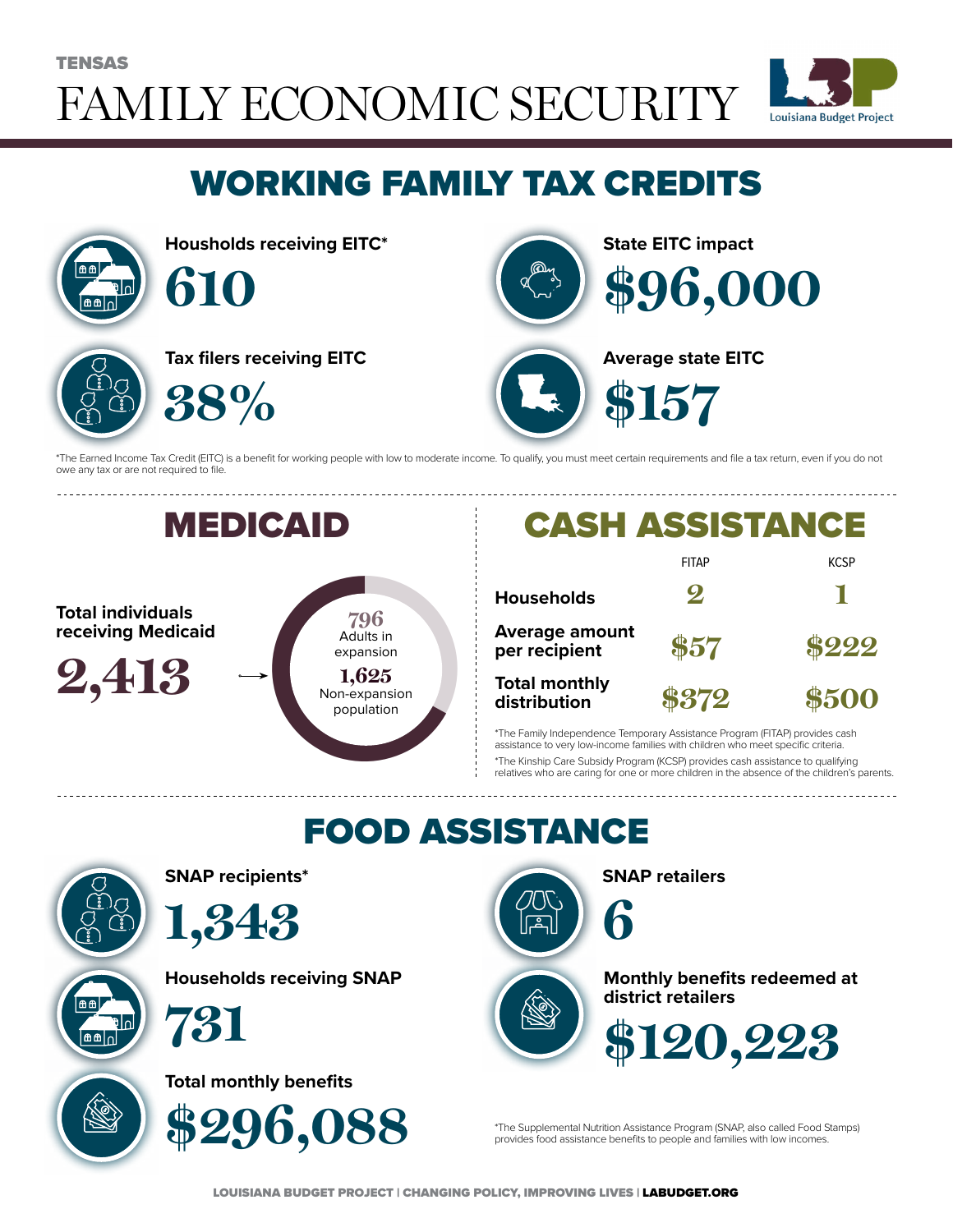TENSAS

# FAMILY ECONOMIC SECURITY

Louisiana Budget Project

## WORKING FAMILY TAX CREDITS

**Households receiving EITC***

610

**State EITC impact**

$96,000

**Tax filers receiving EITC**

38%

**Average state EITC**

$157

*The Earned Income Tax Credit (EITC) is a benefit for working people with low to moderate income. To qualify, you must meet certain requirements and file a tax return, even if you do not owe any tax or are not required to file.

## MEDICAID

**Total individuals receiving Medicaid**

2,413

796
Adults in expansion

1,625
Non-expansion population

## CASH ASSISTANCE

| | FITAP | KCSP |
|---|---|---|
| Households | 2 | 1 |
| Average amount per recipient | $57 | $222 |
| Total monthly distribution | $372 | $500 |

*The Family Independence Temporary Assistance Program (FITAP) provides cash assistance to very low-income families with children who meet specific criteria.

*The Kinship Care Subsidy Program (KCSP) provides cash assistance to qualifying relatives who are caring for one or more children in the absence of the children's parents.

## FOOD ASSISTANCE

**SNAP recipients***

1,343

**Households receiving SNAP**

731

**Total monthly benefits**

$296,088

**SNAP retailers**

6

**Monthly benefits redeemed at district retailers**

$120,223

*The Supplemental Nutrition Assistance Program (SNAP, also called Food Stamps) provides food assistance benefits to people and families with low incomes.

LOUISIANA BUDGET PROJECT | CHANGING POLICY, IMPROVING LIVES | LABUDGET.ORG